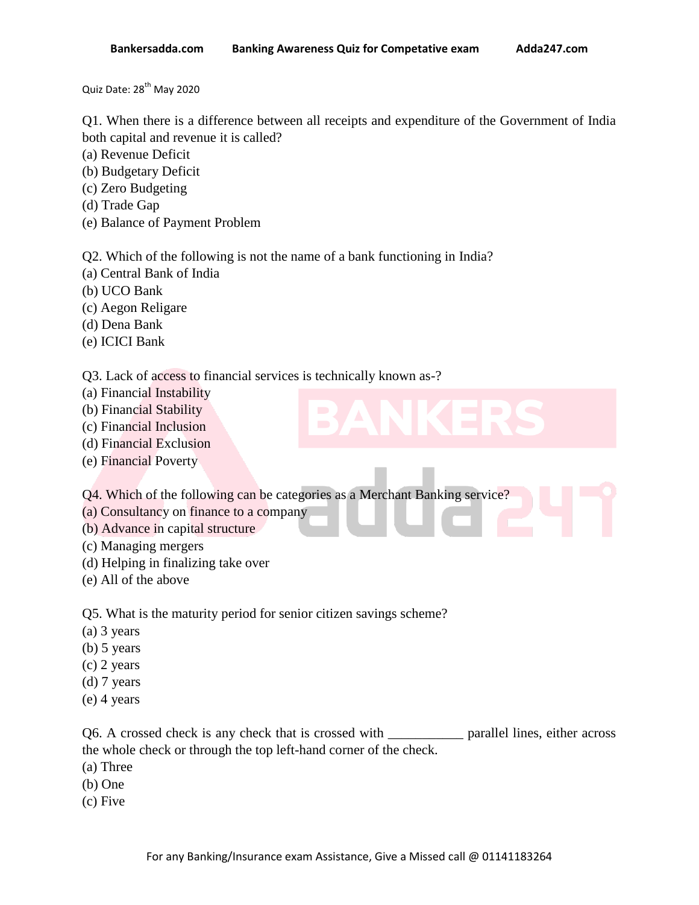Quiz Date: 28th May 2020

Q1. When there is a difference between all receipts and expenditure of the Government of India both capital and revenue it is called?
(a) Revenue Deficit
(b) Budgetary Deficit
(c) Zero Budgeting
(d) Trade Gap
(e) Balance of Payment Problem

Q2. Which of the following is not the name of a bank functioning in India?
(a) Central Bank of India
(b) UCO Bank
(c) Aegon Religare
(d) Dena Bank
(e) ICICI Bank

Q3. Lack of access to financial services is technically known as-?
(a) Financial Instability
(b) Financial Stability
(c) Financial Inclusion
(d) Financial Exclusion
(e) Financial Poverty

Q4. Which of the following can be categories as a Merchant Banking service?
(a) Consultancy on finance to a company
(b) Advance in capital structure
(c) Managing mergers
(d) Helping in finalizing take over
(e) All of the above

Q5. What is the maturity period for senior citizen savings scheme?
(a) 3 years
(b) 5 years
(c) 2 years
(d) 7 years
(e) 4 years

Q6. A crossed check is any check that is crossed with ___________ parallel lines, either across the whole check or through the top left-hand corner of the check.
(a) Three
(b) One
(c) Five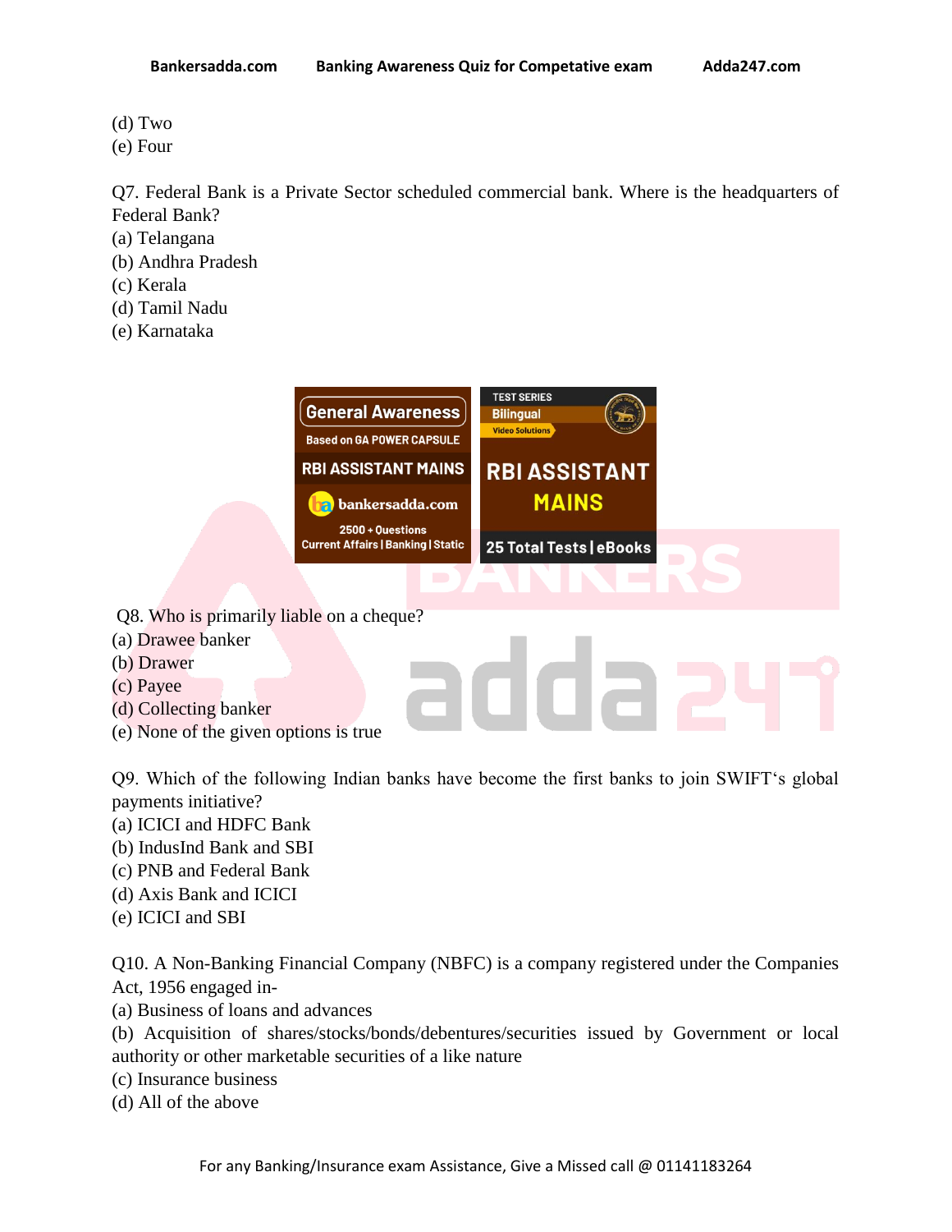(d) Two
(e) Four

Q7. Federal Bank is a Private Sector scheduled commercial bank. Where is the headquarters of Federal Bank?
(a) Telangana
(b) Andhra Pradesh
(c) Kerala
(d) Tamil Nadu
(e) Karnataka

Q8. Who is primarily liable on a cheque?
(a) Drawee banker
(b) Drawer
(c) Payee
(d) Collecting banker
(e) None of the given options is true

Q9. Which of the following Indian banks have become the first banks to join SWIFT's global payments initiative?
(a) ICICI and HDFC Bank
(b) IndusInd Bank and SBI
(c) PNB and Federal Bank
(d) Axis Bank and ICICI
(e) ICICI and SBI

Q10. A Non-Banking Financial Company (NBFC) is a company registered under the Companies Act, 1956 engaged in-
(a) Business of loans and advances
(b) Acquisition of shares/stocks/bonds/debentures/securities issued by Government or local authority or other marketable securities of a like nature
(c) Insurance business
(d) All of the above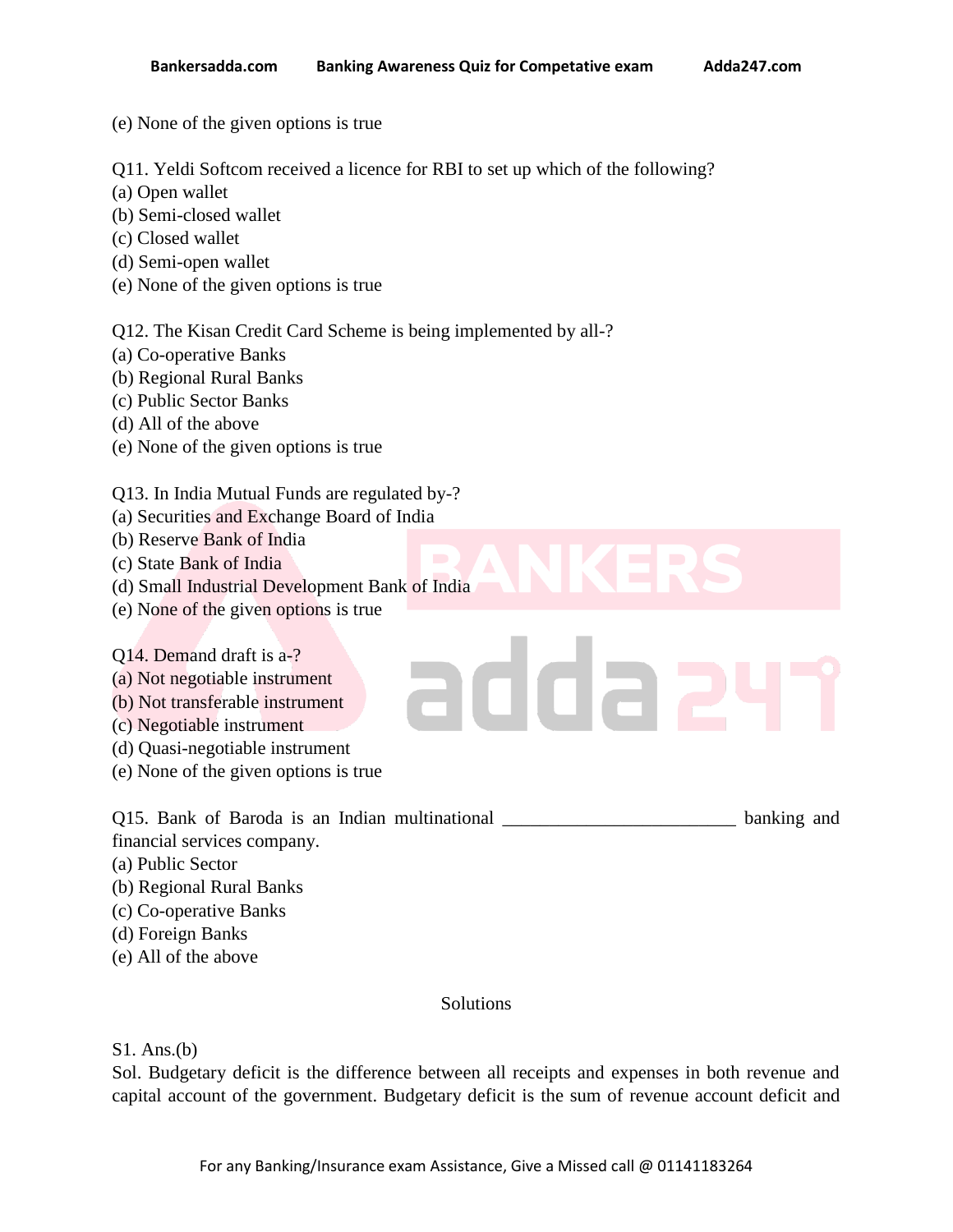(e) None of the given options is true

Q11. Yeldi Softcom received a licence for RBI to set up which of the following?
(a) Open wallet
(b) Semi-closed wallet
(c) Closed wallet
(d) Semi-open wallet
(e) None of the given options is true

Q12. The Kisan Credit Card Scheme is being implemented by all-?
(a) Co-operative Banks
(b) Regional Rural Banks
(c) Public Sector Banks
(d) All of the above
(e) None of the given options is true

Q13. In India Mutual Funds are regulated by-?
(a) Securities and Exchange Board of India
(b) Reserve Bank of India
(c) State Bank of India
(d) Small Industrial Development Bank of India
(e) None of the given options is true

Q14. Demand draft is a-?
(a) Not negotiable instrument
(b) Not transferable instrument
(c) Negotiable instrument
(d) Quasi-negotiable instrument
(e) None of the given options is true

Q15. Bank of Baroda is an Indian multinational ________________________ banking and financial services company.
(a) Public Sector
(b) Regional Rural Banks
(c) Co-operative Banks
(d) Foreign Banks
(e) All of the above

## Solutions

S1. Ans.(b)
Sol. Budgetary deficit is the difference between all receipts and expenses in both revenue and capital account of the government. Budgetary deficit is the sum of revenue account deficit and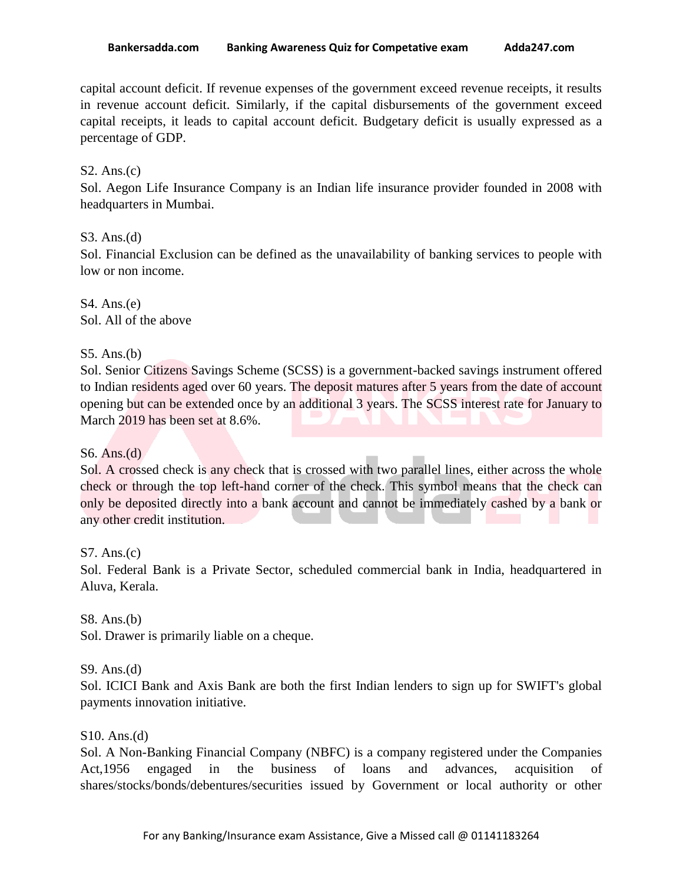capital account deficit. If revenue expenses of the government exceed revenue receipts, it results in revenue account deficit. Similarly, if the capital disbursements of the government exceed capital receipts, it leads to capital account deficit. Budgetary deficit is usually expressed as a percentage of GDP.

S2. Ans.(c)
Sol. Aegon Life Insurance Company is an Indian life insurance provider founded in 2008 with headquarters in Mumbai.

S3. Ans.(d)
Sol. Financial Exclusion can be defined as the unavailability of banking services to people with low or non income.

S4. Ans.(e)
Sol. All of the above

S5. Ans.(b)
Sol. Senior Citizens Savings Scheme (SCSS) is a government-backed savings instrument offered to Indian residents aged over 60 years. The deposit matures after 5 years from the date of account opening but can be extended once by an additional 3 years. The SCSS interest rate for January to March 2019 has been set at 8.6%.

S6. Ans.(d)
Sol. A crossed check is any check that is crossed with two parallel lines, either across the whole check or through the top left-hand corner of the check. This symbol means that the check can only be deposited directly into a bank account and cannot be immediately cashed by a bank or any other credit institution.

S7. Ans.(c)
Sol. Federal Bank is a Private Sector, scheduled commercial bank in India, headquartered in Aluva, Kerala.

S8. Ans.(b)
Sol. Drawer is primarily liable on a cheque.

S9. Ans.(d)
Sol. ICICI Bank and Axis Bank are both the first Indian lenders to sign up for SWIFT's global payments innovation initiative.

S10. Ans.(d)
Sol. A Non-Banking Financial Company (NBFC) is a company registered under the Companies Act,1956 engaged in the business of loans and advances, acquisition of shares/stocks/bonds/debentures/securities issued by Government or local authority or other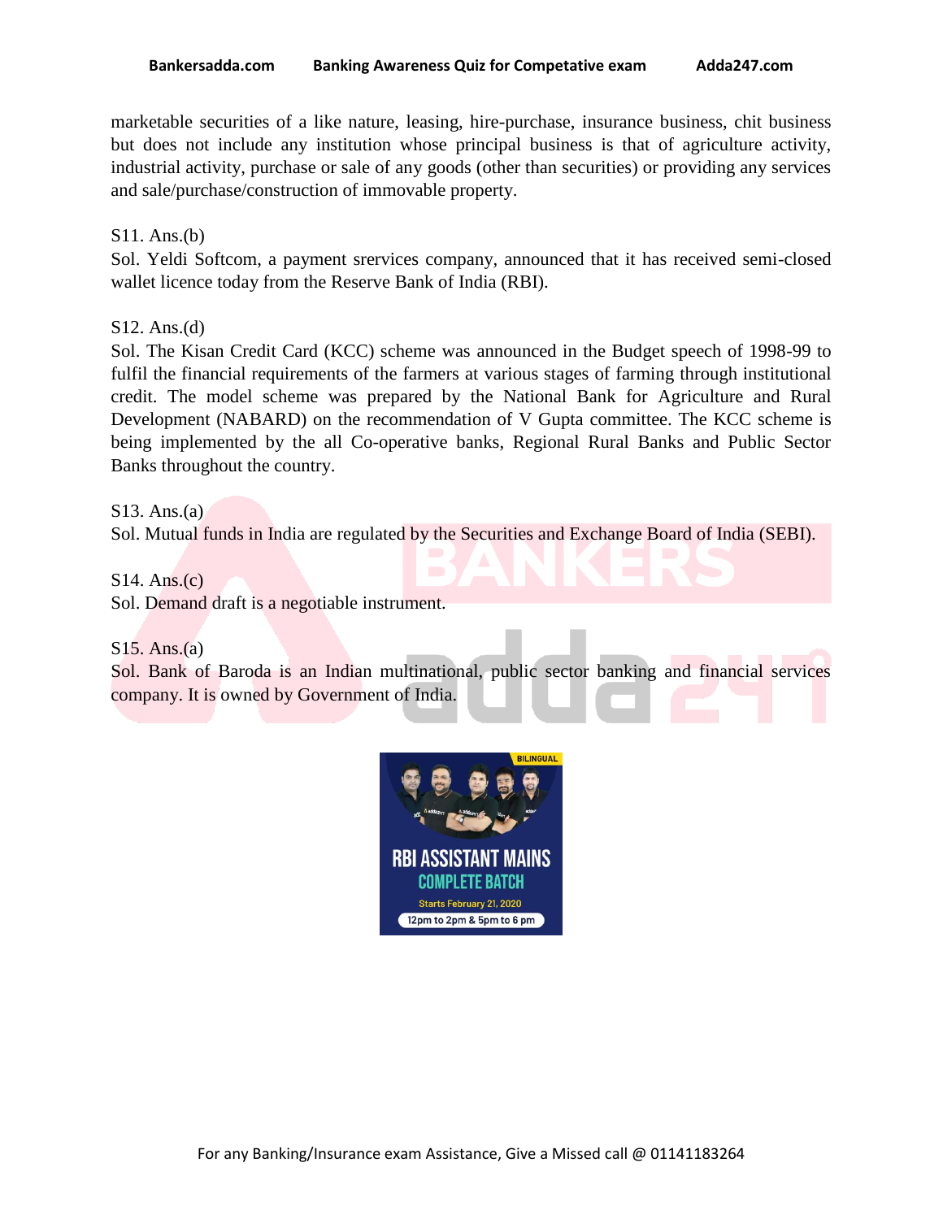marketable securities of a like nature, leasing, hire-purchase, insurance business, chit business but does not include any institution whose principal business is that of agriculture activity, industrial activity, purchase or sale of any goods (other than securities) or providing any services and sale/purchase/construction of immovable property.

S11. Ans.(b)
Sol. Yeldi Softcom, a payment srervices company, announced that it has received semi-closed wallet licence today from the Reserve Bank of India (RBI).

S12. Ans.(d)
Sol. The Kisan Credit Card (KCC) scheme was announced in the Budget speech of 1998-99 to fulfil the financial requirements of the farmers at various stages of farming through institutional credit. The model scheme was prepared by the National Bank for Agriculture and Rural Development (NABARD) on the recommendation of V Gupta committee. The KCC scheme is being implemented by the all Co-operative banks, Regional Rural Banks and Public Sector Banks throughout the country.

S13. Ans.(a)
Sol. Mutual funds in India are regulated by the Securities and Exchange Board of India (SEBI).

S14. Ans.(c)
Sol. Demand draft is a negotiable instrument.

S15. Ans.(a)
Sol. Bank of Baroda is an Indian multinational, public sector banking and financial services company. It is owned by Government of India.